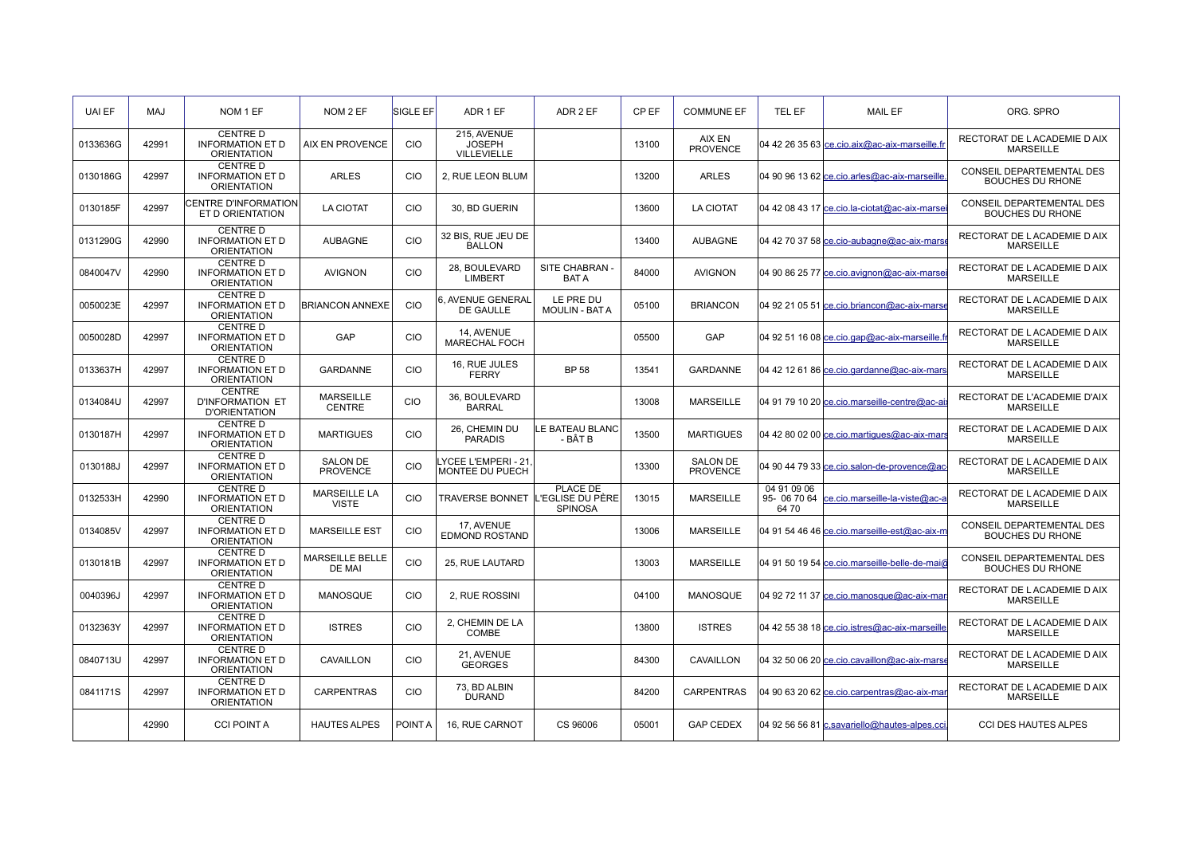| UAI EF | MAJ | NOM 1 EF | NOM 2 EF | SIGLE EF | ADR 1 EF | ADR 2 EF | CP EF | COMMUNE EF | TEL EF | MAIL EF | ORG. SPRO |
|---|---|---|---|---|---|---|---|---|---|---|---|
| 0133636G | 42991 | CENTRE D INFORMATION ET D ORIENTATION | AIX EN PROVENCE | CIO | 215, AVENUE JOSEPH VILLEVIELLE | | 13100 | AIX EN PROVENCE | 04 42 26 35 63 | ce.cio.aix@ac-aix-marseille.fr | RECTORAT DE L ACADEMIE D AIX MARSEILLE |
| 0130186G | 42997 | CENTRE D INFORMATION ET D ORIENTATION | ARLES | CIO | 2, RUE LEON BLUM | | 13200 | ARLES | 04 90 96 13 62 | ce.cio.arles@ac-aix-marseille. | CONSEIL DEPARTEMENTAL DES BOUCHES DU RHONE |
| 0130185F | 42997 | CENTRE D'INFORMATION ET D ORIENTATION | LA CIOTAT | CIO | 30, BD GUERIN | | 13600 | LA CIOTAT | 04 42 08 43 17 | ce.cio.la-ciotat@ac-aix-marsei | CONSEIL DEPARTEMENTAL DES BOUCHES DU RHONE |
| 0131290G | 42990 | CENTRE D INFORMATION ET D ORIENTATION | AUBAGNE | CIO | 32 BIS, RUE JEU DE BALLON | | 13400 | AUBAGNE | 04 42 70 37 58 | ce.cio-aubagne@ac-aix-marse | RECTORAT DE L ACADEMIE D AIX MARSEILLE |
| 0840047V | 42990 | CENTRE D INFORMATION ET D ORIENTATION | AVIGNON | CIO | 28, BOULEVARD LIMBERT | SITE CHABRAN - BAT A | 84000 | AVIGNON | 04 90 86 25 77 | ce.cio.avignon@ac-aix-marsei | RECTORAT DE L ACADEMIE D AIX MARSEILLE |
| 0050023E | 42997 | CENTRE D INFORMATION ET D ORIENTATION | BRIANCON ANNEXE | CIO | 6, AVENUE GENERAL DE GAULLE | LE PRE DU MOULIN - BAT A | 05100 | BRIANCON | 04 92 21 05 51 | ce.cio.briancon@ac-aix-marse | RECTORAT DE L ACADEMIE D AIX MARSEILLE |
| 0050028D | 42997 | CENTRE D INFORMATION ET D ORIENTATION | GAP | CIO | 14, AVENUE MARECHAL FOCH | | 05500 | GAP | 04 92 51 16 08 | ce.cio.gap@ac-aix-marseille.fr | RECTORAT DE L ACADEMIE D AIX MARSEILLE |
| 0133637H | 42997 | CENTRE D INFORMATION ET D ORIENTATION | GARDANNE | CIO | 16, RUE JULES FERRY | BP 58 | 13541 | GARDANNE | 04 42 12 61 86 | ce.cio.gardanne@ac-aix-mars | RECTORAT DE L ACADEMIE D AIX MARSEILLE |
| 0134084U | 42997 | CENTRE D'INFORMATION ET D'ORIENTATION | MARSEILLE CENTRE | CIO | 36, BOULEVARD BARRAL | | 13008 | MARSEILLE | 04 91 79 10 20 | ce.cio.marseille-centre@ac-ai | RECTORAT DE L'ACADEMIE D'AIX MARSEILLE |
| 0130187H | 42997 | CENTRE D INFORMATION ET D ORIENTATION | MARTIGUES | CIO | 26, CHEMIN DU PARADIS | LE BATEAU BLANC - BÂT B | 13500 | MARTIGUES | 04 42 80 02 00 | ce.cio.martigues@ac-aix-mars | RECTORAT DE L ACADEMIE D AIX MARSEILLE |
| 0130188J | 42997 | CENTRE D INFORMATION ET D ORIENTATION | SALON DE PROVENCE | CIO | LYCEE L'EMPERI - 21, MONTEE DU PUECH | | 13300 | SALON DE PROVENCE | 04 90 44 79 33 | ce.cio.salon-de-provence@ac- | RECTORAT DE L ACADEMIE D AIX MARSEILLE |
| 0132533H | 42990 | CENTRE D INFORMATION ET D ORIENTATION | MARSEILLE LA VISTE | CIO | TRAVERSE BONNET | PLACE DE L'EGLISE DU PÈRE SPINOSA | 13015 | MARSEILLE | 04 91 09 06 95- 06 70 64 64 70 | ce.cio.marseille-la-viste@ac-a | RECTORAT DE L ACADEMIE D AIX MARSEILLE |
| 0134085V | 42997 | CENTRE D INFORMATION ET D ORIENTATION | MARSEILLE EST | CIO | 17, AVENUE EDMOND ROSTAND | | 13006 | MARSEILLE | 04 91 54 46 46 | ce.cio.marseille-est@ac-aix-m | CONSEIL DEPARTEMENTAL DES BOUCHES DU RHONE |
| 0130181B | 42997 | CENTRE D INFORMATION ET D ORIENTATION | MARSEILLE BELLE DE MAI | CIO | 25, RUE LAUTARD | | 13003 | MARSEILLE | 04 91 50 19 54 | ce.cio.marseille-belle-de-mai@ | CONSEIL DEPARTEMENTAL DES BOUCHES DU RHONE |
| 0040396J | 42997 | CENTRE D INFORMATION ET D ORIENTATION | MANOSQUE | CIO | 2, RUE ROSSINI | | 04100 | MANOSQUE | 04 92 72 11 37 | ce.cio.manosque@ac-aix-mar | RECTORAT DE L ACADEMIE D AIX MARSEILLE |
| 0132363Y | 42997 | CENTRE D INFORMATION ET D ORIENTATION | ISTRES | CIO | 2, CHEMIN DE LA COMBE | | 13800 | ISTRES | 04 42 55 38 18 | ce.cio.istres@ac-aix-marseille | RECTORAT DE L ACADEMIE D AIX MARSEILLE |
| 0840713U | 42997 | CENTRE D INFORMATION ET D ORIENTATION | CAVAILLON | CIO | 21, AVENUE GEORGES | | 84300 | CAVAILLON | 04 32 50 06 20 | ce.cio.cavaillon@ac-aix-marse | RECTORAT DE L ACADEMIE D AIX MARSEILLE |
| 0841171S | 42997 | CENTRE D INFORMATION ET D ORIENTATION | CARPENTRAS | CIO | 73, BD ALBIN DURAND | | 84200 | CARPENTRAS | 04 90 63 20 62 | ce.cio.carpentras@ac-aix-mar | RECTORAT DE L ACADEMIE D AIX MARSEILLE |
| | 42990 | CCI POINT A | HAUTES ALPES | POINT A | 16, RUE CARNOT | CS 96006 | 05001 | GAP CEDEX | 04 92 56 56 81 | c.savariello@hautes-alpes.cci. | CCI DES HAUTES ALPES |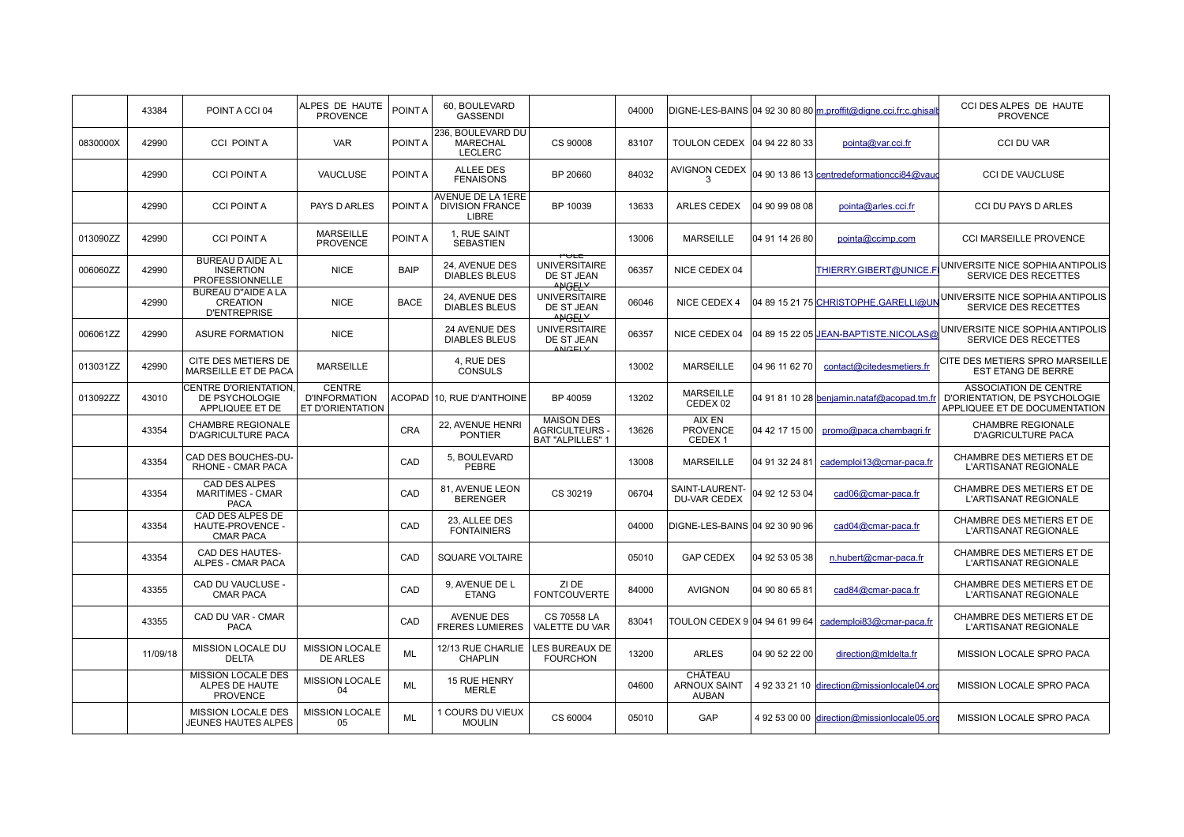|  |  |  |  |  |  |  |  |  |  |  |  |
|---|---|---|---|---|---|---|---|---|---|---|---|
|  | 43384 | POINT A CCI 04 | ALPES DE HAUTE PROVENCE | POINT A | 60, BOULEVARD GASSENDI |  | 04000 | DIGNE-LES-BAINS | 04 92 30 80 80 | m.proffit@digne.cci.fr;c.ghisalb | CCI DES ALPES DE HAUTE PROVENCE |
| 0830000X | 42990 | CCI POINT A | VAR | POINT A | 236, BOULEVARD DU MARECHAL LECLERC | CS 90008 | 83107 | TOULON CEDEX | 04 94 22 80 33 | pointa@var.cci.fr | CCI DU VAR |
|  | 42990 | CCI POINT A | VAUCLUSE | POINT A | ALLEE DES FENAISONS | BP 20660 | 84032 | AVIGNON CEDEX 3 | 04 90 13 86 13 | centredeformationcci84@vauc | CCI DE VAUCLUSE |
|  | 42990 | CCI POINT A | PAYS D ARLES | POINT A | AVENUE DE LA 1ERE DIVISION FRANCE LIBRE | BP 10039 | 13633 | ARLES CEDEX | 04 90 99 08 08 | pointa@arles.cci.fr | CCI DU PAYS D ARLES |
| 013090ZZ | 42990 | CCI POINT A | MARSEILLE PROVENCE | POINT A | 1, RUE SAINT SEBASTIEN |  | 13006 | MARSEILLE | 04 91 14 26 80 | pointa@ccimp.com | CCI MARSEILLE PROVENCE |
| 006060ZZ | 42990 | BUREAU D AIDE A L INSERTION PROFESSIONNELLE | NICE | BAIP | 24, AVENUE DES DIABLES BLEUS | POLE UNIVERSITAIRE DE ST JEAN ANGELY | 06357 | NICE CEDEX 04 |  | THIERRY.GIBERT@UNICE.F | UNIVERSITE NICE SOPHIA ANTIPOLIS SERVICE DES RECETTES |
|  | 42990 | BUREAU D"AIDE A LA CREATION D'ENTREPRISE | NICE | BACE | 24, AVENUE DES DIABLES BLEUS | UNIVERSITAIRE DE ST JEAN ANGELY | 06046 | NICE CEDEX 4 | 04 89 15 21 75 | CHRISTOPHE.GARELLI@UN | UNIVERSITE NICE SOPHIA ANTIPOLIS SERVICE DES RECETTES |
| 006061ZZ | 42990 | ASURE FORMATION | NICE |  | 24 AVENUE DES DIABLES BLEUS | UNIVERSITAIRE DE ST JEAN ANGELY | 06357 | NICE CEDEX 04 | 04 89 15 22 05 | JEAN-BAPTISTE.NICOLAS@ | UNIVERSITE NICE SOPHIA ANTIPOLIS SERVICE DES RECETTES |
| 013031ZZ | 42990 | CITE DES METIERS DE MARSEILLE ET DE PACA | MARSEILLE |  | 4, RUE DES CONSULS |  | 13002 | MARSEILLE | 04 96 11 62 70 | contact@citedesmetiers.fr | CITE DES METIERS SPRO MARSEILLE EST ETANG DE BERRE |
| 013092ZZ | 43010 | CENTRE D'ORIENTATION, DE PSYCHOLOGIE APPLIQUEE ET DE | CENTRE D'INFORMATION ET D'ORIENTATION | ACOPAD | 10, RUE D'ANTHOINE | BP 40059 | 13202 | MARSEILLE CEDEX 02 | 04 91 81 10 28 | benjamin.nataf@acopad.tm.fr | ASSOCIATION DE CENTRE D'ORIENTATION, DE PSYCHOLOGIE APPLIQUEE ET DE DOCUMENTATION |
|  | 43354 | CHAMBRE REGIONALE D'AGRICULTURE PACA |  | CRA | 22, AVENUE HENRI PONTIER | MAISON DES AGRICULTEURS - BAT "ALPILLES" 1 | 13626 | AIX EN PROVENCE CEDEX 1 | 04 42 17 15 00 | promo@paca.chambagri.fr | CHAMBRE REGIONALE D'AGRICULTURE PACA |
|  | 43354 | CAD DES BOUCHES-DU-RHONE - CMAR PACA |  | CAD | 5, BOULEVARD PEBRE |  | 13008 | MARSEILLE | 04 91 32 24 81 | cademploi13@cmar-paca.fr | CHAMBRE DES METIERS ET DE L'ARTISANAT REGIONALE |
|  | 43354 | CAD DES ALPES MARITIMES - CMAR PACA |  | CAD | 81, AVENUE LEON BERENGER | CS 30219 | 06704 | SAINT-LAURENT-DU-VAR CEDEX | 04 92 12 53 04 | cad06@cmar-paca.fr | CHAMBRE DES METIERS ET DE L'ARTISANAT REGIONALE |
|  | 43354 | CAD DES ALPES DE HAUTE-PROVENCE - CMAR PACA |  | CAD | 23, ALLEE DES FONTAINIERS |  | 04000 | DIGNE-LES-BAINS | 04 92 30 90 96 | cad04@cmar-paca.fr | CHAMBRE DES METIERS ET DE L'ARTISANAT REGIONALE |
|  | 43354 | CAD DES HAUTES-ALPES - CMAR PACA |  | CAD | SQUARE VOLTAIRE |  | 05010 | GAP CEDEX | 04 92 53 05 38 | n.hubert@cmar-paca.fr | CHAMBRE DES METIERS ET DE L'ARTISANAT REGIONALE |
|  | 43355 | CAD DU VAUCLUSE - CMAR PACA |  | CAD | 9, AVENUE DE L ETANG | ZI DE FONTCOUVERTE | 84000 | AVIGNON | 04 90 80 65 81 | cad84@cmar-paca.fr | CHAMBRE DES METIERS ET DE L'ARTISANAT REGIONALE |
|  | 43355 | CAD DU VAR - CMAR PACA |  | CAD | AVENUE DES FRERES LUMIERES | CS 70558 LA VALETTE DU VAR | 83041 | TOULON CEDEX 9 | 04 94 61 99 64 | cademploi83@cmar-paca.fr | CHAMBRE DES METIERS ET DE L'ARTISANAT REGIONALE |
|  | 11/09/18 | MISSION LOCALE DU DELTA | MISSION LOCALE DE ARLES | ML | 12/13 RUE CHARLIE CHAPLIN | LES BUREAUX DE FOURCHON | 13200 | ARLES | 04 90 52 22 00 | direction@mldelta.fr | MISSION LOCALE SPRO PACA |
|  |  | MISSION LOCALE DES ALPES DE HAUTE PROVENCE | MISSION LOCALE 04 | ML | 15 RUE HENRY MERLE |  | 04600 | CHÂTEAU ARNOUX SAINT AUBAN | 4 92 33 21 10 | direction@missionlocale04.org | MISSION LOCALE SPRO PACA |
|  |  | MISSION LOCALE DES JEUNES HAUTES ALPES | MISSION LOCALE 05 | ML | 1 COURS DU VIEUX MOULIN | CS 60004 | 05010 | GAP | 4 92 53 00 00 | direction@missionlocale05.org | MISSION LOCALE SPRO PACA |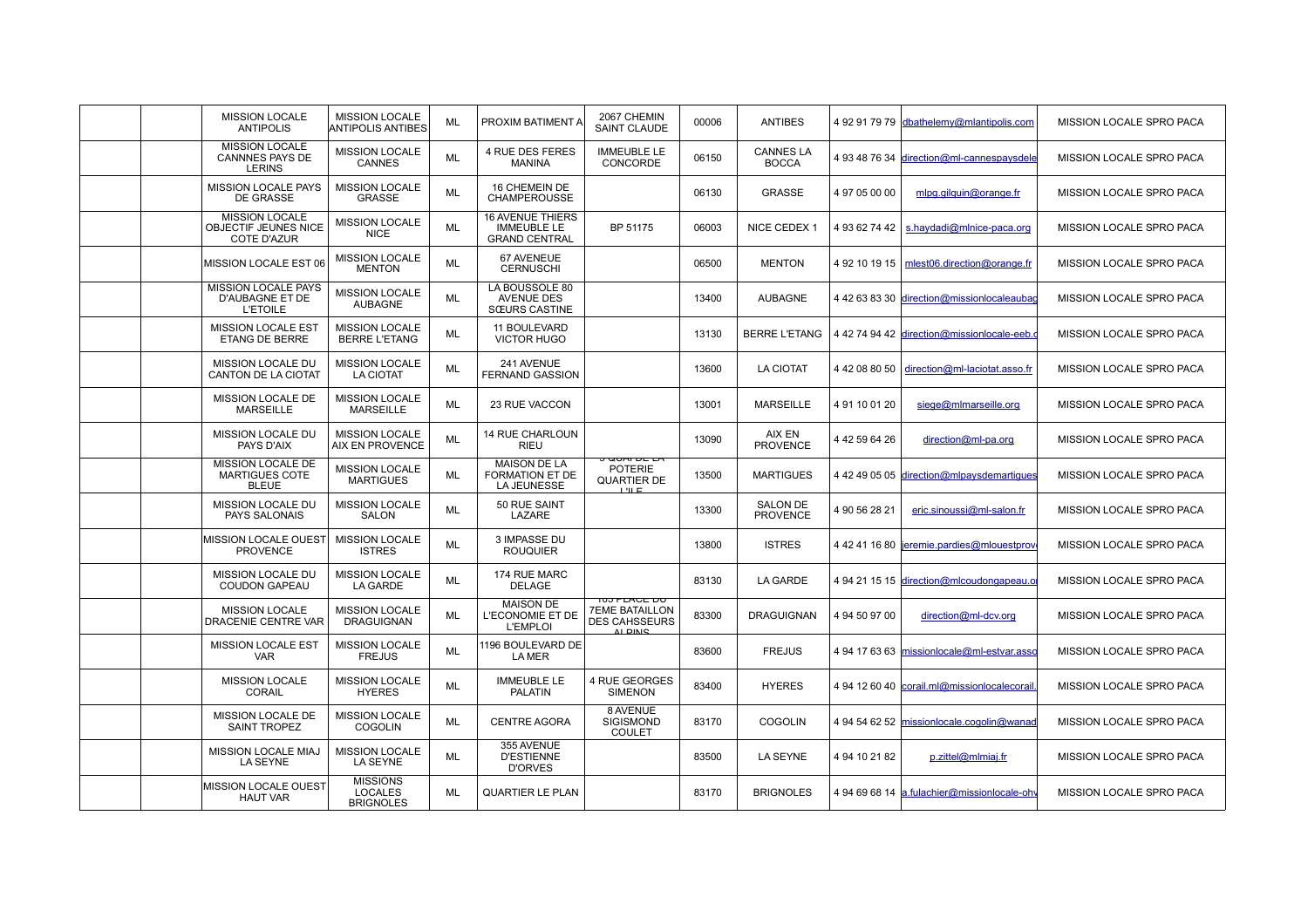|  |  | MISSION LOCALE ANTIPOLIS | MISSION LOCALE ANTIPOLIS ANTIBES | ML | PROXIM BATIMENT A | 2067 CHEMIN SAINT CLAUDE | 00006 | ANTIBES | 4 92 91 79 79 | dbathelemy@mlantipolis.com | MISSION LOCALE SPRO PACA |
|---|---|---|---|---|---|---|---|---|---|---|---|
|  |  | MISSION LOCALE CANNNES PAYS DE LERINS | MISSION LOCALE CANNES | ML | 4 RUE DES FERES MANINA | IMMEUBLE LE CONCORDE | 06150 | CANNES LA BOCCA | 4 93 48 76 34 | direction@ml-cannespaysdele | MISSION LOCALE SPRO PACA |
|  |  | MISSION LOCALE PAYS DE GRASSE | MISSION LOCALE GRASSE | ML | 16 CHEMEIN DE CHAMPEROUSSE |  | 06130 | GRASSE | 4 97 05 00 00 | mlpg.gilquin@orange.fr | MISSION LOCALE SPRO PACA |
|  |  | MISSION LOCALE OBJECTIF JEUNES NICE COTE D'AZUR | MISSION LOCALE NICE | ML | 16 AVENUE THIERS IMMEUBLE LE GRAND CENTRAL | BP 51175 | 06003 | NICE CEDEX 1 | 4 93 62 74 42 | s.haydadi@mlnice-paca.org | MISSION LOCALE SPRO PACA |
|  |  | MISSION LOCALE EST 06 | MISSION LOCALE MENTON | ML | 67 AVENEUE CERNUSCHI |  | 06500 | MENTON | 4 92 10 19 15 | mlest06.direction@orange.fr | MISSION LOCALE SPRO PACA |
|  |  | MISSION LOCALE PAYS D'AUBAGNE ET DE L'ETOILE | MISSION LOCALE AUBAGNE | ML | LA BOUSSOLE 80 AVENUE DES SŒURS CASTINE |  | 13400 | AUBAGNE | 4 42 63 83 30 | direction@missionlocaleaubag | MISSION LOCALE SPRO PACA |
|  |  | MISSION LOCALE EST ETANG DE BERRE | MISSION LOCALE BERRE L'ETANG | ML | 11 BOULEVARD VICTOR HUGO |  | 13130 | BERRE L'ETANG | 4 42 74 94 42 | direction@missionlocale-eeb.c | MISSION LOCALE SPRO PACA |
|  |  | MISSION LOCALE DU CANTON DE LA CIOTAT | MISSION LOCALE LA CIOTAT | ML | 241 AVENUE FERNAND GASSION |  | 13600 | LA CIOTAT | 4 42 08 80 50 | direction@ml-laciotat.asso.fr | MISSION LOCALE SPRO PACA |
|  |  | MISSION LOCALE DE MARSEILLE | MISSION LOCALE MARSEILLE | ML | 23 RUE VACCON |  | 13001 | MARSEILLE | 4 91 10 01 20 | siege@mlmarseille.org | MISSION LOCALE SPRO PACA |
|  |  | MISSION LOCALE DU PAYS D'AIX | MISSION LOCALE AIX EN PROVENCE | ML | 14 RUE CHARLOUN RIEU |  | 13090 | AIX EN PROVENCE | 4 42 59 64 26 | direction@ml-pa.org | MISSION LOCALE SPRO PACA |
|  |  | MISSION LOCALE DE MARTIGUES COTE BLEUE | MISSION LOCALE MARTIGUES | ML | MAISON DE LA FORMATION ET DE LA JEUNESSE | 5 QUAI DE LA POTERIE QUARTIER DE L'ILE | 13500 | MARTIGUES | 4 42 49 05 05 | direction@mlpaysdemartigues | MISSION LOCALE SPRO PACA |
|  |  | MISSION LOCALE DU PAYS SALONAIS | MISSION LOCALE SALON | ML | 50 RUE SAINT LAZARE |  | 13300 | SALON DE PROVENCE | 4 90 56 28 21 | eric.sinoussi@ml-salon.fr | MISSION LOCALE SPRO PACA |
|  |  | MISSION LOCALE OUEST PROVENCE | MISSION LOCALE ISTRES | ML | 3 IMPASSE DU ROUQUIER |  | 13800 | ISTRES | 4 42 41 16 80 | jeremie.pardies@mlouestprov | MISSION LOCALE SPRO PACA |
|  |  | MISSION LOCALE DU COUDON GAPEAU | MISSION LOCALE LA GARDE | ML | 174 RUE MARC DELAGE |  | 83130 | LA GARDE | 4 94 21 15 15 | direction@mlcoudongapeau.o | MISSION LOCALE SPRO PACA |
|  |  | MISSION LOCALE DRACENIE CENTRE VAR | MISSION LOCALE DRAGUIGNAN | ML | MAISON DE L'ECONOMIE ET DE L'EMPLOI | 105 PLACE DU 7EME BATAILLON DES CAHSSEURS ALPINS | 83300 | DRAGUIGNAN | 4 94 50 97 00 | direction@ml-dcv.org | MISSION LOCALE SPRO PACA |
|  |  | MISSION LOCALE EST VAR | MISSION LOCALE FREJUS | ML | 1196 BOULEVARD DE LA MER |  | 83600 | FREJUS | 4 94 17 63 63 | missionlocale@ml-estvar.asso | MISSION LOCALE SPRO PACA |
|  |  | MISSION LOCALE CORAIL | MISSION LOCALE HYERES | ML | IMMEUBLE LE PALATIN | 4 RUE GEORGES SIMENON | 83400 | HYERES | 4 94 12 60 40 | corail.ml@missionlocalecorail. | MISSION LOCALE SPRO PACA |
|  |  | MISSION LOCALE DE SAINT TROPEZ | MISSION LOCALE COGOLIN | ML | CENTRE AGORA | 8 AVENUE SIGISMOND COULET | 83170 | COGOLIN | 4 94 54 62 52 | missionlocale.cogolin@wanad | MISSION LOCALE SPRO PACA |
|  |  | MISSION LOCALE MIAJ LA SEYNE | MISSION LOCALE LA SEYNE | ML | 355 AVENUE D'ESTIENNE D'ORVES |  | 83500 | LA SEYNE | 4 94 10 21 82 | p.zittel@mlmiaj.fr | MISSION LOCALE SPRO PACA |
|  |  | MISSION LOCALE OUEST HAUT VAR | MISSIONS LOCALES BRIGNOLES | ML | QUARTIER LE PLAN |  | 83170 | BRIGNOLES | 4 94 69 68 14 | a.fulachier@missionlocale-ohv | MISSION LOCALE SPRO PACA |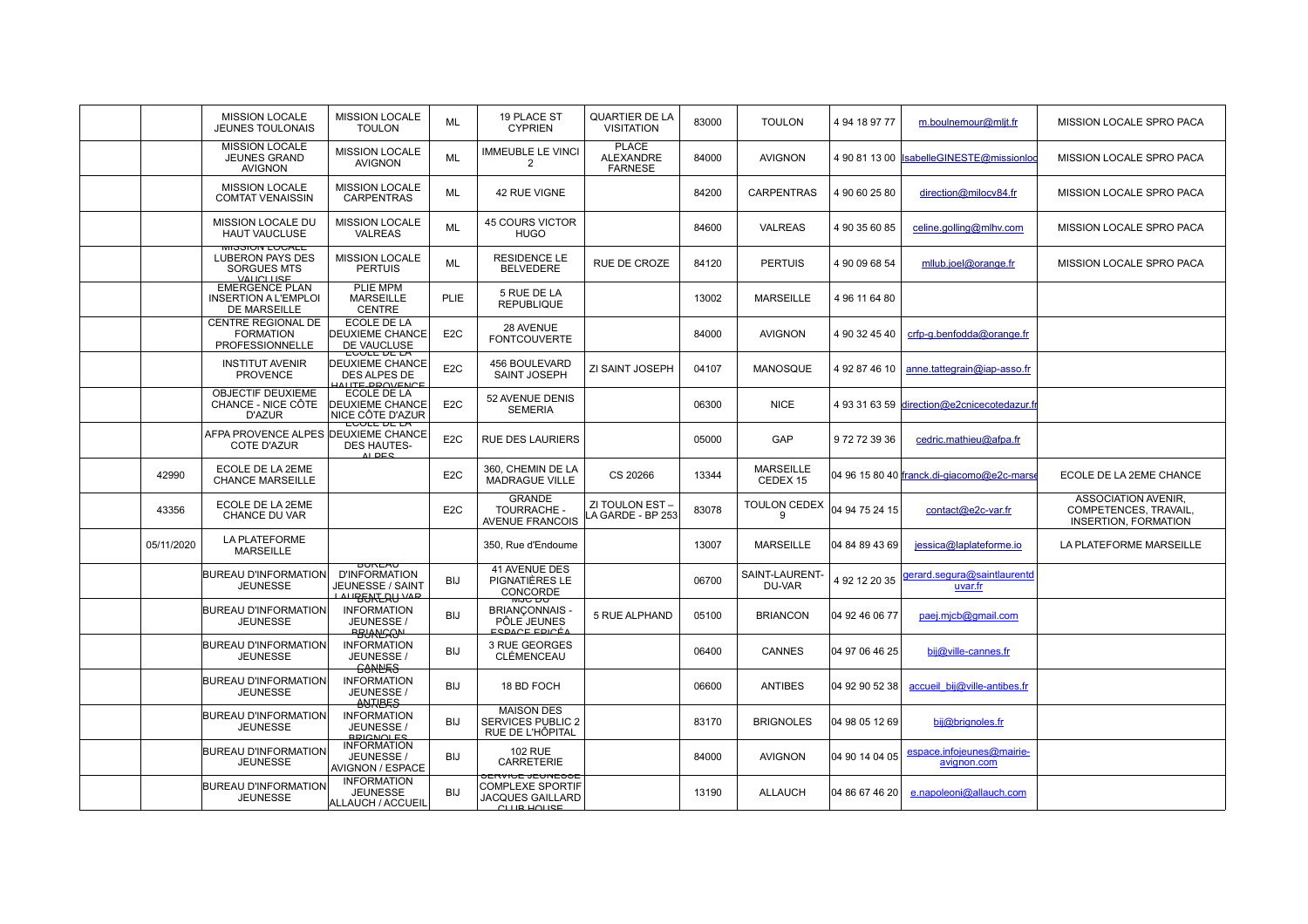| | | | | | | | | | | | |
|---|---|---|---|---|---|---|---|---|---|---|---|
| | | MISSION LOCALE JEUNES TOULONAIS | MISSION LOCALE TOULON | ML | 19 PLACE ST CYPRIEN | QUARTIER DE LA VISITATION | 83000 | TOULON | 4 94 18 97 77 | m.boulnemour@mljt.fr | MISSION LOCALE SPRO PACA |
| | | MISSION LOCALE JEUNES GRAND AVIGNON | MISSION LOCALE AVIGNON | ML | IMMEUBLE LE VINCI 2 | PLACE ALEXANDRE FARNESE | 84000 | AVIGNON | 4 90 81 13 00 | IsabelleGINESTE@missionloc | MISSION LOCALE SPRO PACA |
| | | MISSION LOCALE COMTAT VENAISSIN | MISSION LOCALE CARPENTRAS | ML | 42 RUE VIGNE | | 84200 | CARPENTRAS | 4 90 60 25 80 | direction@milocv84.fr | MISSION LOCALE SPRO PACA |
| | | MISSION LOCALE DU HAUT VAUCLUSE | MISSION LOCALE VALREAS | ML | 45 COURS VICTOR HUGO | | 84600 | VALREAS | 4 90 35 60 85 | celine.golling@mlhv.com | MISSION LOCALE SPRO PACA |
| | | MISSION LOCALE LUBERON PAYS DES SORGUES MTS VAUCLUSE | MISSION LOCALE PERTUIS | ML | RESIDENCE LE BELVEDERE | RUE DE CROZE | 84120 | PERTUIS | 4 90 09 68 54 | mllub.joel@orange.fr | MISSION LOCALE SPRO PACA |
| | | EMERGENCE PLAN INSERTION A L'EMPLOI DE MARSEILLE | PLIE MPM MARSEILLE CENTRE | PLIE | 5 RUE DE LA REPUBLIQUE | | 13002 | MARSEILLE | 4 96 11 64 80 | | |
| | | CENTRE REGIONAL DE FORMATION PROFESSIONNELLE | ECOLE DE LA DEUXIEME CHANCE DE VAUCLUSE | E2C | 28 AVENUE FONTCOUVERTE | | 84000 | AVIGNON | 4 90 32 45 40 | crfp-g.benfodda@orange.fr | |
| | | INSTITUT AVENIR PROVENCE | ECOLE DE LA DEUXIEME CHANCE DES ALPES DE HAUTE PROVENCE | E2C | 456 BOULEVARD SAINT JOSEPH | ZI SAINT JOSEPH | 04107 | MANOSQUE | 4 92 87 46 10 | anne.tattegrain@iap-asso.fr | |
| | | OBJECTIF DEUXIEME CHANCE - NICE CÔTE D'AZUR | ECOLE DE LA DEUXIEME CHANCE NICE CÔTE D'AZUR | E2C | 52 AVENUE DENIS SEMERIA | | 06300 | NICE | 4 93 31 63 59 | direction@e2cnicecotedazur.fr | |
| | | AFPA PROVENCE ALPES COTE D'AZUR | ECOLE DE LA DEUXIEME CHANCE DES HAUTES-ALPES | E2C | RUE DES LAURIERS | | 05000 | GAP | 9 72 72 39 36 | cedric.mathieu@afpa.fr | |
| | 42990 | ECOLE DE LA 2EME CHANCE MARSEILLE | | E2C | 360, CHEMIN DE LA MADRAGUE VILLE | CS 20266 | 13344 | MARSEILLE CEDEX 15 | 04 96 15 80 40 | franck.di-giacomo@e2c-marse | ECOLE DE LA 2EME CHANCE |
| | 43356 | ECOLE DE LA 2EME CHANCE DU VAR | | E2C | GRANDE TOURRACHE - AVENUE FRANCOIS | ZI TOULON EST – LA GARDE - BP 253 | 83078 | TOULON CEDEX 9 | 04 94 75 24 15 | contact@e2c-var.fr | ASSOCIATION AVENIR, COMPETENCES, TRAVAIL, INSERTION, FORMATION |
| | 05/11/2020 | LA PLATEFORME MARSEILLE | | | 350, Rue d'Endoume | | 13007 | MARSEILLE | 04 84 89 43 69 | jessica@laplateforme.io | LA PLATEFORME MARSEILLE |
| | | BUREAU D'INFORMATION JEUNESSE | BUREAU D'INFORMATION JEUNESSE / SAINT LAURENT DU VAR | BIJ | 41 AVENUE DES PIGNATIÈRES LE CONCORDE | | 06700 | SAINT-LAURENT-DU-VAR | 4 92 12 20 35 | gerard.segura@saintlaurentduvar.fr | |
| | | BUREAU D'INFORMATION JEUNESSE | BUREAU INFORMATION JEUNESSE / BRIANCON | BIJ | MJC DU BRIANÇONNAIS - PÔLE JEUNES ESPACE EPICÉA | 5 RUE ALPHAND | 05100 | BRIANCON | 04 92 46 06 77 | paej.mjcb@gmail.com | |
| | | BUREAU D'INFORMATION JEUNESSE | BUREAU INFORMATION JEUNESSE / CANNES | BIJ | 3 RUE GEORGES CLÉMENCEAU | | 06400 | CANNES | 04 97 06 46 25 | bij@ville-cannes.fr | |
| | | BUREAU D'INFORMATION JEUNESSE | BUREAU INFORMATION JEUNESSE / ANTIBES | BIJ | 18 BD FOCH | | 06600 | ANTIBES | 04 92 90 52 38 | accueil_bij@ville-antibes.fr | |
| | | BUREAU D'INFORMATION JEUNESSE | BUREAU INFORMATION JEUNESSE / BRIGNOLES | BIJ | MAISON DES SERVICES PUBLIC 2 RUE DE L'HÔPITAL | | 83170 | BRIGNOLES | 04 98 05 12 69 | bij@brignoles.fr | |
| | | BUREAU D'INFORMATION JEUNESSE | INFORMATION JEUNESSE / AVIGNON / ESPACE | BIJ | 102 RUE CARRETERIE | | 84000 | AVIGNON | 04 90 14 04 05 | espace.infojeunes@mairie-avignon.com | |
| | | BUREAU D'INFORMATION JEUNESSE | INFORMATION JEUNESSE ALLAUCH / ACCUEIL | BIJ | SERVICE JEUNESSE COMPLEXE SPORTIF JACQUES GAILLARD CLUB HOUSE | | 13190 | ALLAUCH | 04 86 67 46 20 | e.napoleoni@allauch.com | |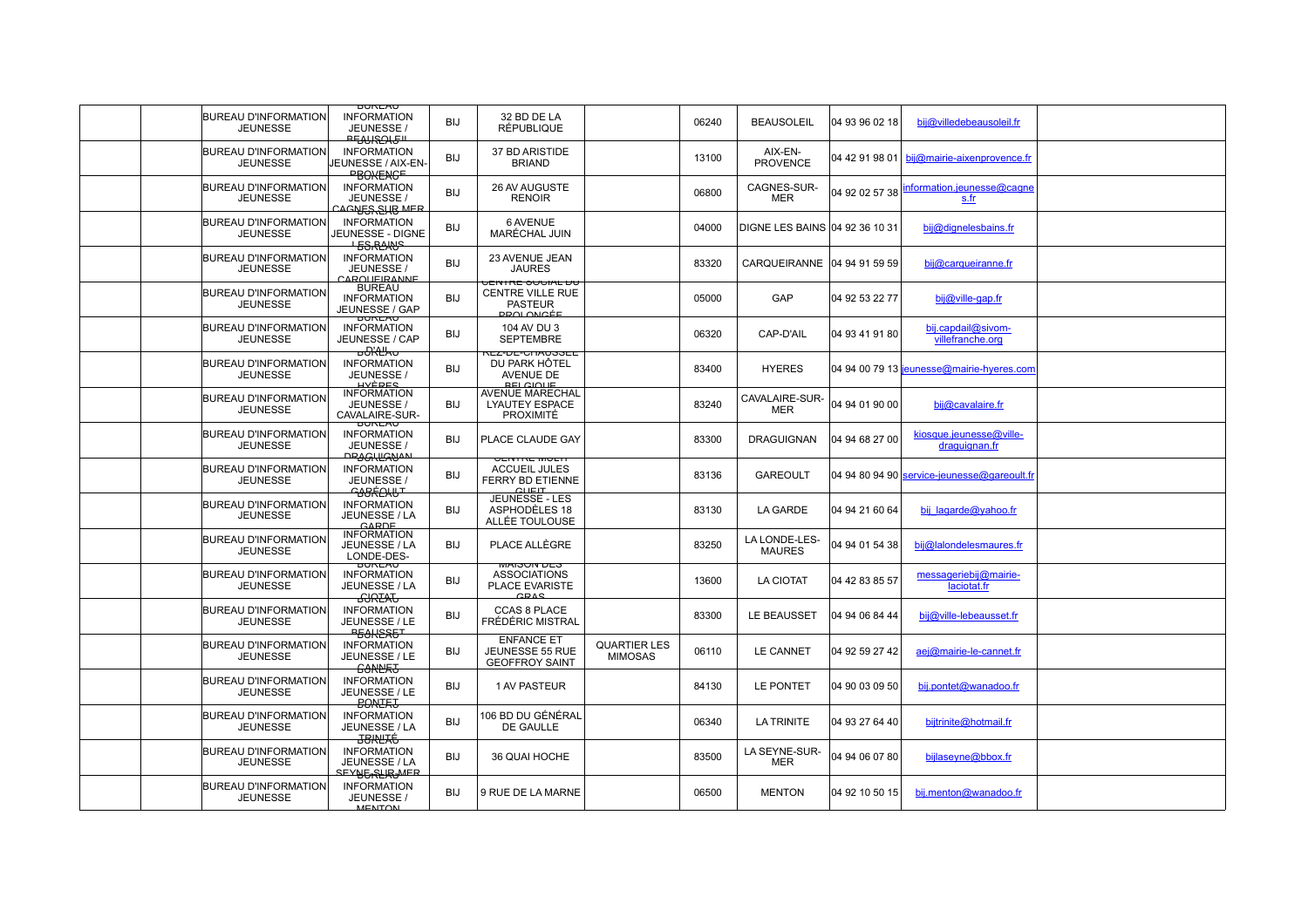| | | | | | | | | | | | |
|---|---|---|---|---|---|---|---|---|---|---|---|
| | | BUREAU D'INFORMATION JEUNESSE | BUREAU INFORMATION JEUNESSE / BEAUSOLEIL | BIJ | 32 BD DE LA RÉPUBLIQUE | | 06240 | BEAUSOLEIL | 04 93 96 02 18 | bij@villedebeausoleil.fr | |
| | | BUREAU D'INFORMATION JEUNESSE | BUREAU INFORMATION JEUNESSE / AIX-EN-PROVENCE | BIJ | 37 BD ARISTIDE BRIAND | | 13100 | AIX-EN-PROVENCE | 04 42 91 98 01 | bij@mairie-aixenprovence.fr | |
| | | BUREAU D'INFORMATION JEUNESSE | BUREAU INFORMATION JEUNESSE / CAGNES-SUR-MER | BIJ | 26 AV AUGUSTE RENOIR | | 06800 | CAGNES-SUR-MER | 04 92 02 57 38 | information.jeunesse@cagnes.fr | |
| | | BUREAU D'INFORMATION JEUNESSE | BUREAU INFORMATION JEUNESSE - DIGNE LES BAINS | BIJ | 6 AVENUE MARÉCHAL JUIN | | 04000 | DIGNE LES BAINS | 04 92 36 10 31 | bij@dignelesbains.fr | |
| | | BUREAU D'INFORMATION JEUNESSE | BUREAU INFORMATION JEUNESSE / CARQUEIRANNE | BIJ | 23 AVENUE JEAN JAURES | | 83320 | CARQUEIRANNE | 04 94 91 59 59 | bij@carqueiranne.fr | |
| | | BUREAU D'INFORMATION JEUNESSE | BUREAU INFORMATION JEUNESSE / GAP | BIJ | CENTRE SOCIAL DU CENTRE VILLE RUE PASTEUR PROLONGÉE | | 05000 | GAP | 04 92 53 22 77 | bij@ville-gap.fr | |
| | | BUREAU D'INFORMATION JEUNESSE | BUREAU INFORMATION JEUNESSE / CAP D'AIL | BIJ | 104 AV DU 3 SEPTEMBRE | | 06320 | CAP-D'AIL | 04 93 41 91 80 | bij.capdail@sivom-villefranche.org | |
| | | BUREAU D'INFORMATION JEUNESSE | BUREAU INFORMATION JEUNESSE / HYÈRES | BIJ | REZ-DE-CHAUSSÉE DU PARK HÔTEL AVENUE DE BELGIQUE | | 83400 | HYERES | 04 94 00 79 13 | jeunesse@mairie-hyeres.com | |
| | | BUREAU D'INFORMATION JEUNESSE | INFORMATION JEUNESSE / CAVALAIRE-SUR- | BIJ | AVENUE MARECHAL LYAUTEY ESPACE PROXIMITÉ | | 83240 | CAVALAIRE-SUR-MER | 04 94 01 90 00 | bij@cavalaire.fr | |
| | | BUREAU D'INFORMATION JEUNESSE | BUREAU INFORMATION JEUNESSE / DRAGUIGNAN | BIJ | PLACE CLAUDE GAY | | 83300 | DRAGUIGNAN | 04 94 68 27 00 | kiosque.jeunesse@ville-draguignan.fr | |
| | | BUREAU D'INFORMATION JEUNESSE | BUREAU INFORMATION JEUNESSE / GARÉOULT | BIJ | CENTRE MULTI ACCUEIL JULES FERRY BD ETIENNE GUEIT | | 83136 | GAREOULT | 04 94 80 94 90 | service-jeunesse@gareoult.fr | |
| | | BUREAU D'INFORMATION JEUNESSE | BUREAU INFORMATION JEUNESSE / LA GARDE | BIJ | JEUNESSE - LES ASPHODÈLES 18 ALLÉE TOULOUSE | | 83130 | LA GARDE | 04 94 21 60 64 | bij_lagarde@yahoo.fr | |
| | | BUREAU D'INFORMATION JEUNESSE | INFORMATION JEUNESSE / LA LONDE-DES- | BIJ | PLACE ALLÈGRE | | 83250 | LA LONDE-LES-MAURES | 04 94 01 54 38 | bij@lalondelesmaures.fr | |
| | | BUREAU D'INFORMATION JEUNESSE | BUREAU INFORMATION JEUNESSE / LA CIOTAT | BIJ | MAISON DES ASSOCIATIONS PLACE EVARISTE GRAS | | 13600 | LA CIOTAT | 04 42 83 85 57 | messageriebij@mairie-laciotat.fr | |
| | | BUREAU D'INFORMATION JEUNESSE | BUREAU INFORMATION JEUNESSE / LE BEAUSSET | BIJ | CCAS 8 PLACE FRÉDÉRIC MISTRAL | | 83300 | LE BEAUSSET | 04 94 06 84 44 | bij@ville-lebeausset.fr | |
| | | BUREAU D'INFORMATION JEUNESSE | BUREAU INFORMATION JEUNESSE / LE CANNET | BIJ | ENFANCE ET JEUNESSE 55 RUE GEOFFROY SAINT | QUARTIER LES MIMOSAS | 06110 | LE CANNET | 04 92 59 27 42 | aej@mairie-le-cannet.fr | |
| | | BUREAU D'INFORMATION JEUNESSE | BUREAU INFORMATION JEUNESSE / LE PONTET | BIJ | 1 AV PASTEUR | | 84130 | LE PONTET | 04 90 03 09 50 | bij.pontet@wanadoo.fr | |
| | | BUREAU D'INFORMATION JEUNESSE | BUREAU INFORMATION JEUNESSE / LA TRINITÉ | BIJ | 106 BD DU GÉNÉRAL DE GAULLE | | 06340 | LA TRINITE | 04 93 27 64 40 | bijtrinite@hotmail.fr | |
| | | BUREAU D'INFORMATION JEUNESSE | BUREAU INFORMATION JEUNESSE / LA SEYNE-SUR-MER | BIJ | 36 QUAI HOCHE | | 83500 | LA SEYNE-SUR-MER | 04 94 06 07 80 | bijlaseyne@bbox.fr | |
| | | BUREAU D'INFORMATION JEUNESSE | BUREAU INFORMATION JEUNESSE / MENTON | BIJ | 9 RUE DE LA MARNE | | 06500 | MENTON | 04 92 10 50 15 | bij.menton@wanadoo.fr | |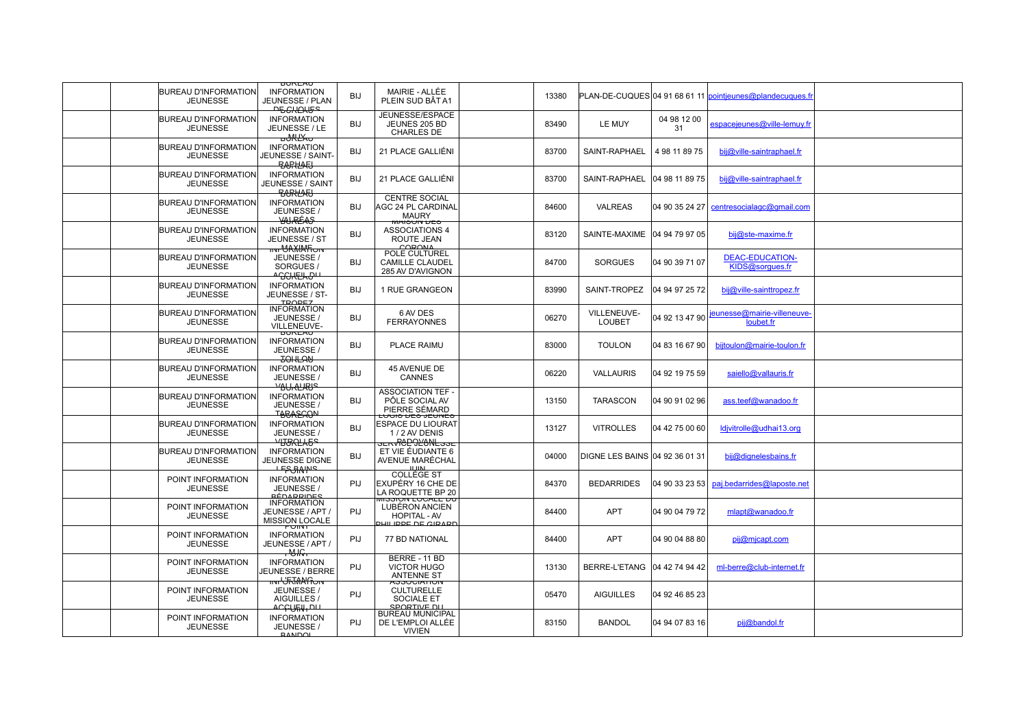| | | | | | | | | | | | |
|---|---|---|---|---|---|---|---|---|---|---|---|
| | | BUREAU D'INFORMATION JEUNESSE | BUREAU INFORMATION JEUNESSE / PLAN DE CUQUES | BIJ | MAIRIE - ALLÉE PLEIN SUD BÂT A1 | | 13380 | PLAN-DE-CUQUES | 04 91 68 61 11 | pointjeunes@plandecuques.fr | |
| | | BUREAU D'INFORMATION JEUNESSE | BUREAU INFORMATION JEUNESSE / LE MUY | BIJ | JEUNESSE/ESPACE JEUNES 205 BD CHARLES DE | | 83490 | LE MUY | 04 98 12 00 31 | espacejeunes@ville-lemuy.fr | |
| | | BUREAU D'INFORMATION JEUNESSE | BUREAU INFORMATION JEUNESSE / SAINT-RAPHAEL | BIJ | 21 PLACE GALLIÉNI | | 83700 | SAINT-RAPHAEL | 4 98 11 89 75 | bij@ville-saintraphael.fr | |
| | | BUREAU D'INFORMATION JEUNESSE | BUREAU INFORMATION JEUNESSE / SAINT RAPHAEL | BIJ | 21 PLACE GALLIÉNI | | 83700 | SAINT-RAPHAEL | 04 98 11 89 75 | bij@ville-saintraphael.fr | |
| | | BUREAU D'INFORMATION JEUNESSE | BUREAU INFORMATION JEUNESSE / VALRÉAS | BIJ | CENTRE SOCIAL AGC 24 PL CARDINAL MAURY | | 84600 | VALREAS | 04 90 35 24 27 | centresocialagc@gmail.com | |
| | | BUREAU D'INFORMATION JEUNESSE | BUREAU INFORMATION JEUNESSE / ST MAXIME | BIJ | MAISON DES ASSOCIATIONS 4 ROUTE JEAN CORONA | | 83120 | SAINTE-MAXIME | 04 94 79 97 05 | bij@ste-maxime.fr | |
| | | BUREAU D'INFORMATION JEUNESSE | INFORMATION JEUNESSE / SORGUES / ACCUEIL DU | BIJ | POLE CULTUREL CAMILLE CLAUDEL 285 AV D'AVIGNON | | 84700 | SORGUES | 04 90 39 71 07 | DEAC-EDUCATION-KIDS@sorgues.fr | |
| | | BUREAU D'INFORMATION JEUNESSE | BUREAU INFORMATION JEUNESSE / ST-TROPEZ | BIJ | 1 RUE GRANGEON | | 83990 | SAINT-TROPEZ | 04 94 97 25 72 | bij@ville-sainttropez.fr | |
| | | BUREAU D'INFORMATION JEUNESSE | INFORMATION JEUNESSE / VILLENEUVE- | BIJ | 6 AV DES FERRAYONNES | | 06270 | VILLENEUVE-LOUBET | 04 92 13 47 90 | jeunesse@mairie-villeneuve-loubet.fr | |
| | | BUREAU D'INFORMATION JEUNESSE | BUREAU INFORMATION JEUNESSE / TOULON | BIJ | PLACE RAIMU | | 83000 | TOULON | 04 83 16 67 90 | bijtoulon@mairie-toulon.fr | |
| | | BUREAU D'INFORMATION JEUNESSE | BUREAU INFORMATION JEUNESSE / VALLAURIS | BIJ | 45 AVENUE DE CANNES | | 06220 | VALLAURIS | 04 92 19 75 59 | saiello@vallauris.fr | |
| | | BUREAU D'INFORMATION JEUNESSE | BUREAU INFORMATION JEUNESSE / TARASCON | BIJ | ASSOCIATION TEF - PÔLE SOCIAL AV PIERRE SÉMARD | | 13150 | TARASCON | 04 90 91 02 96 | ass.teef@wanadoo.fr | |
| | | BUREAU D'INFORMATION JEUNESSE | BUREAU INFORMATION JEUNESSE / VITROLLES | BIJ | LOCIS DES JEUNES ESPACE DU LIOURAT 1 / 2 AV DENIS PADOVANI | | 13127 | VITROLLES | 04 42 75 00 60 | ldjvitrolle@udhai13.org | |
| | | BUREAU D'INFORMATION JEUNESSE | BUREAU INFORMATION JEUNESSE DIGNE LES BAINS | BIJ | SERVICE JEUNESSE ET VIE ÉUDIANTE 6 AVENUE MARÉCHAL JUIN | | 04000 | DIGNE LES BAINS | 04 92 36 01 31 | bij@dignelesbains.fr | |
| | | POINT INFORMATION JEUNESSE | POINT INFORMATION JEUNESSE / BÉDARRIDES | PIJ | COLLÈGE ST EXUPÉRY 16 CHE DE LA ROQUETTE BP 20 | | 84370 | BEDARRIDES | 04 90 33 23 53 | paj.bedarrides@laposte.net | |
| | | POINT INFORMATION JEUNESSE | INFORMATION JEUNESSE / APT / MISSION LOCALE | PIJ | MISSION LOCALE DU LUBÉRON ANCIEN HOPITAL - AV PHILIPPE DE GIRARD | | 84400 | APT | 04 90 04 79 72 | mlapt@wanadoo.fr | |
| | | POINT INFORMATION JEUNESSE | POINT INFORMATION JEUNESSE / APT / MJC | PIJ | 77 BD NATIONAL | | 84400 | APT | 04 90 04 88 80 | pij@mjcapt.com | |
| | | POINT INFORMATION JEUNESSE | POINT INFORMATION JEUNESSE / BERRE L'ETANG | PIJ | BERRE - 11 BD VICTOR HUGO ANTENNE ST | | 13130 | BERRE-L'ETANG | 04 42 74 94 42 | ml-berre@club-internet.fr | |
| | | POINT INFORMATION JEUNESSE | INFORMATION JEUNESSE / AIGUILLES / ACCUEIL DU | PIJ | ASSOCIATION CULTURELLE SOCIALE ET SPORTIVE DU | | 05470 | AIGUILLES | 04 92 46 85 23 | | |
| | | POINT INFORMATION JEUNESSE | POINT INFORMATION JEUNESSE / BANDOL | PIJ | BUREAU MUNICIPAL DE L'EMPLOI ALLÉE VIVIEN | | 83150 | BANDOL | 04 94 07 83 16 | pij@bandol.fr | |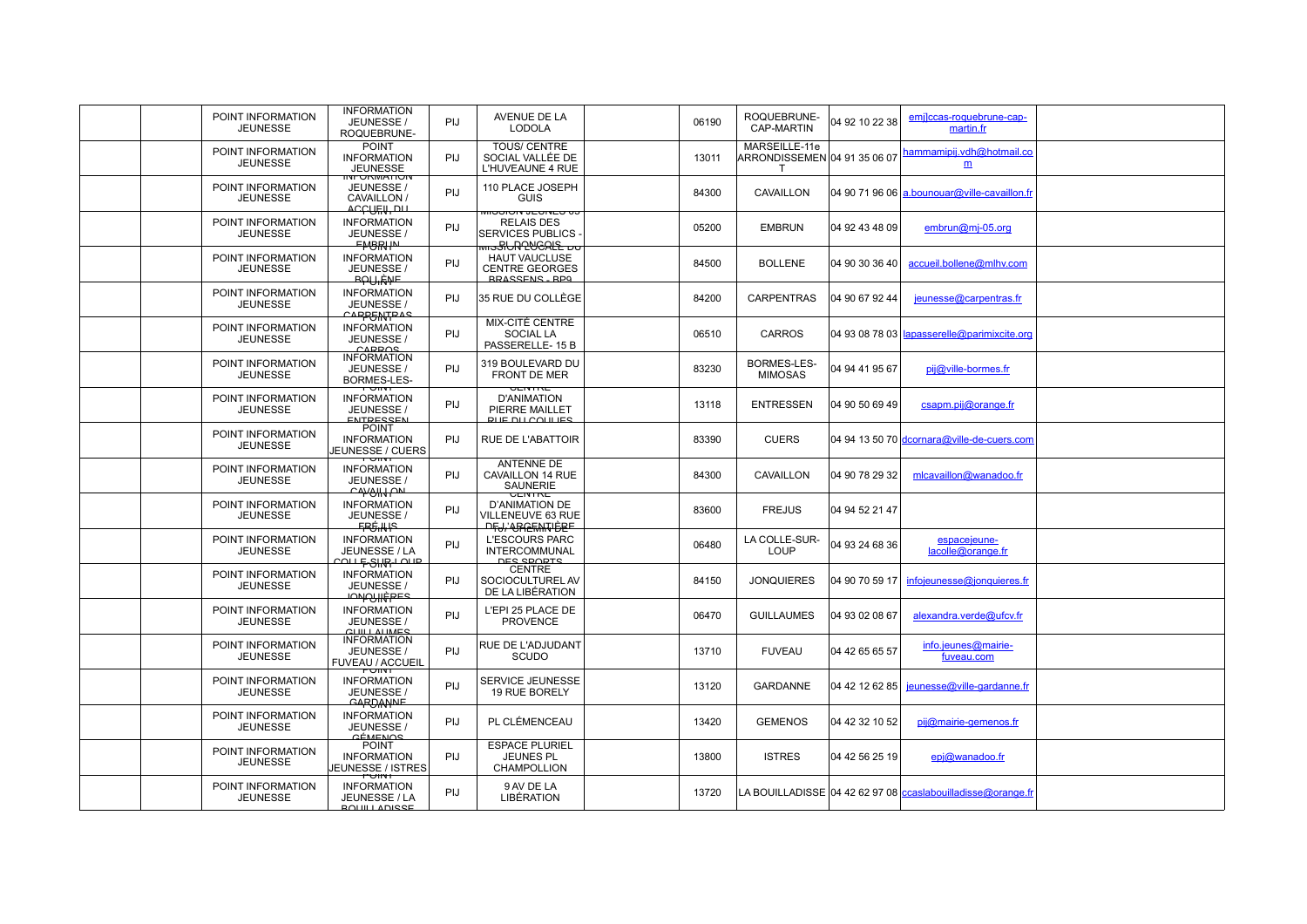| | | | | | | | | | | | |
|---|---|---|---|---|---|---|---|---|---|---|---|
| | | POINT INFORMATION JEUNESSE | INFORMATION JEUNESSE / ROQUEBRUNE- | PIJ | AVENUE DE LA LODOLA | | 06190 | ROQUEBRUNE-CAP-MARTIN | 04 92 10 22 38 | emj]ccas-roquebrune-cap-martin.fr | |
| | | POINT INFORMATION JEUNESSE | POINT INFORMATION JEUNESSE | PIJ | TOUS/ CENTRE SOCIAL VALLÉE DE L'HUVEAUNE 4 RUE | | 13011 | MARSEILLE-11e ARRONDISSEMENT | 04 91 35 06 07 | hammamipij.vdh@hotmail.com | |
| | | POINT INFORMATION JEUNESSE | INFORMATION JEUNESSE / CAVAILLON / ACCUEIL DU | PIJ | 110 PLACE JOSEPH GUIS | | 84300 | CAVAILLON | 04 90 71 96 06 | a.bounouar@ville-cavaillon.fr | |
| | | POINT INFORMATION JEUNESSE | INFORMATION JEUNESSE / EMBRUN | PIJ | MISSION JEUNES 05 RELAIS DES SERVICES PUBLICS - PL DONGOIS | | 05200 | EMBRUN | 04 92 43 48 09 | embrun@mj-05.org | |
| | | POINT INFORMATION JEUNESSE | INFORMATION JEUNESSE / BOLLÈNE | PIJ | MISSION LOCALE DU HAUT VAUCLUSE CENTRE GEORGES BRASSENS - BP9 | | 84500 | BOLLENE | 04 90 30 36 40 | accueil.bollene@mlhv.com | |
| | | POINT INFORMATION JEUNESSE | INFORMATION JEUNESSE / CARPENTRAS | PIJ | 35 RUE DU COLLÈGE | | 84200 | CARPENTRAS | 04 90 67 92 44 | jeunesse@carpentras.fr | |
| | | POINT INFORMATION JEUNESSE | INFORMATION JEUNESSE / CARROS | PIJ | MIX-CITÉ CENTRE SOCIAL LA PASSERELLE- 15 B | | 06510 | CARROS | 04 93 08 78 03 | lapasserelle@parimixcite.org | |
| | | POINT INFORMATION JEUNESSE | INFORMATION JEUNESSE / BORMES-LES- | PIJ | 319 BOULEVARD DU FRONT DE MER | | 83230 | BORMES-LES-MIMOSAS | 04 94 41 95 67 | pij@ville-bormes.fr | |
| | | POINT INFORMATION JEUNESSE | POINT INFORMATION JEUNESSE / ENTRESSEN | PIJ | CENTRE D'ANIMATION PIERRE MAILLET RUE DU COULIES | | 13118 | ENTRESSEN | 04 90 50 69 49 | csapm.pij@orange.fr | |
| | | POINT INFORMATION JEUNESSE | POINT INFORMATION JEUNESSE / CUERS | PIJ | RUE DE L'ABATTOIR | | 83390 | CUERS | 04 94 13 50 70 | dcornara@ville-de-cuers.com | |
| | | POINT INFORMATION JEUNESSE | POINT INFORMATION JEUNESSE / CAVAILLON | PIJ | ANTENNE DE CAVAILLON 14 RUE SAUNERIE | | 84300 | CAVAILLON | 04 90 78 29 32 | mlcavaillon@wanadoo.fr | |
| | | POINT INFORMATION JEUNESSE | POINT INFORMATION JEUNESSE / FRÉJUS | PIJ | CENTRE D'ANIMATION DE VILLENEUVE 63 RUE DE L'ARGENTIÈRE | | 83600 | FREJUS | 04 94 52 21 47 | | |
| | | POINT INFORMATION JEUNESSE | POINT INFORMATION JEUNESSE / LA COLLE-SUR-LOUP | PIJ | L'ESCOURS PARC INTERCOMMUNAL DES SPORTS | | 06480 | LA COLLE-SUR-LOUP | 04 93 24 68 36 | espacejeune-lacolle@orange.fr | |
| | | POINT INFORMATION JEUNESSE | POINT INFORMATION JEUNESSE / JONQUIÈRES | PIJ | CENTRE SOCIOCULTUREL AV DE LA LIBÉRATION | | 84150 | JONQUIERES | 04 90 70 59 17 | infojeunesse@jonquieres.fr | |
| | | POINT INFORMATION JEUNESSE | POINT INFORMATION JEUNESSE / GUILLAUMES | PIJ | L'EPI 25 PLACE DE PROVENCE | | 06470 | GUILLAUMES | 04 93 02 08 67 | alexandra.verde@ufcv.fr | |
| | | POINT INFORMATION JEUNESSE | INFORMATION JEUNESSE / FUVEAU / ACCUEIL | PIJ | RUE DE L'ADJUDANT SCUDO | | 13710 | FUVEAU | 04 42 65 65 57 | info.jeunes@mairie-fuveau.com | |
| | | POINT INFORMATION JEUNESSE | POINT INFORMATION JEUNESSE / GARDANNE | PIJ | SERVICE JEUNESSE 19 RUE BORELY | | 13120 | GARDANNE | 04 42 12 62 85 | jeunesse@ville-gardanne.fr | |
| | | POINT INFORMATION JEUNESSE | INFORMATION JEUNESSE / GÉMENOS | PIJ | PL CLÉMENCEAU | | 13420 | GEMENOS | 04 42 32 10 52 | pij@mairie-gemenos.fr | |
| | | POINT INFORMATION JEUNESSE | POINT INFORMATION JEUNESSE / ISTRES | PIJ | ESPACE PLURIEL JEUNES PL CHAMPOLLION | | 13800 | ISTRES | 04 42 56 25 19 | epj@wanadoo.fr | |
| | | POINT INFORMATION JEUNESSE | POINT INFORMATION JEUNESSE / LA BOUILLADISSE | PIJ | 9 AV DE LA LIBÉRATION | | 13720 | LA BOUILLADISSE | 04 42 62 97 08 | ccaslabouilladisse@orange.fr | |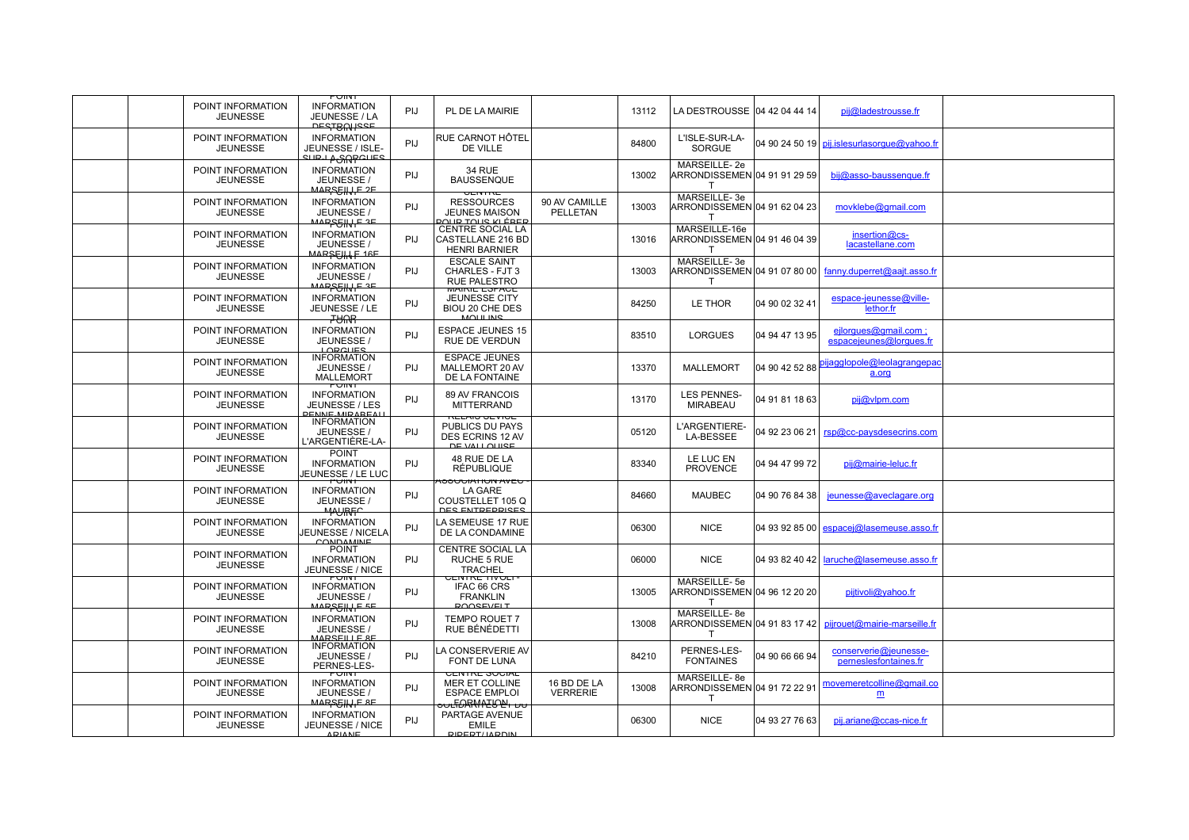| | | | | | | | | | | | |
|---|---|---|---|---|---|---|---|---|---|---|---|
| | | POINT INFORMATION JEUNESSE | POINT INFORMATION JEUNESSE / LA DESTROUSSE | PIJ | PL DE LA MAIRIE | | 13112 | LA DESTROUSSE | 04 42 04 44 14 | pij@ladestrousse.fr | |
| | | POINT INFORMATION JEUNESSE | POINT INFORMATION JEUNESSE / ISLE-SUR-LA-SORGUES | PIJ | RUE CARNOT HÔTEL DE VILLE | | 84800 | L'ISLE-SUR-LA-SORGUE | 04 90 24 50 19 | pij.islesurlasorgue@yahoo.fr | |
| | | POINT INFORMATION JEUNESSE | POINT INFORMATION JEUNESSE / MARSEILLE 2E | PIJ | 34 RUE BAUSSENQUE | | 13002 | MARSEILLE- 2e ARRONDISSEMENT | 04 91 91 29 59 | bij@asso-baussenque.fr | |
| | | POINT INFORMATION JEUNESSE | POINT INFORMATION JEUNESSE / MARSEILLE 3E | PIJ | CENTRE RESSOURCES JEUNES MAISON POUR TOUS KLÉBER | 90 AV CAMILLE PELLETAN | 13003 | MARSEILLE- 3e ARRONDISSEMENT | 04 91 62 04 23 | movklebe@gmail.com | |
| | | POINT INFORMATION JEUNESSE | POINT INFORMATION JEUNESSE / MARSEILLE 16E | PIJ | CENTRE SOCIAL LA CASTELLANE 216 BD HENRI BARNIER | | 13016 | MARSEILLE-16e ARRONDISSEMENT | 04 91 46 04 39 | insertion@cs-lacastellane.com | |
| | | POINT INFORMATION JEUNESSE | POINT INFORMATION JEUNESSE / MARSEILLE 3E | PIJ | ESCALE SAINT CHARLES - FJT 3 RUE PALESTRO | | 13003 | MARSEILLE- 3e ARRONDISSEMENT | 04 91 07 80 00 | fanny.duperret@aajt.asso.fr | |
| | | POINT INFORMATION JEUNESSE | POINT INFORMATION JEUNESSE / LE THOR | PIJ | MAIRIE ESPACE JEUNESSE CITY BIOU 20 CHE DES MOULINS | | 84250 | LE THOR | 04 90 02 32 41 | espace-jeunesse@ville-lethor.fr | |
| | | POINT INFORMATION JEUNESSE | POINT INFORMATION JEUNESSE / LORGUES | PIJ | ESPACE JEUNES 15 RUE DE VERDUN | | 83510 | LORGUES | 04 94 47 13 95 | ejlorgues@gmail.com ; espacejeunes@lorgues.fr | |
| | | POINT INFORMATION JEUNESSE | INFORMATION JEUNESSE / MALLEMORT | PIJ | ESPACE JEUNES MALLEMORT 20 AV DE LA FONTAINE | | 13370 | MALLEMORT | 04 90 42 52 88 | pijagglopole@leolagrangepaca.org | |
| | | POINT INFORMATION JEUNESSE | POINT INFORMATION JEUNESSE / LES PENNES-MIRABEAU | PIJ | 89 AV FRANCOIS MITTERRAND | | 13170 | LES PENNES-MIRABEAU | 04 91 81 18 63 | pij@vlpm.com | |
| | | POINT INFORMATION JEUNESSE | INFORMATION JEUNESSE / L'ARGENTIÈRE-LA- | PIJ | RELAIS SERVICE PUBLICS DU PAYS DES ECRINS 12 AV DE VALLOUISE | | 05120 | L'ARGENTIERE-LA-BESSEE | 04 92 23 06 21 | rsp@cc-paysdesecrins.com | |
| | | POINT INFORMATION JEUNESSE | POINT INFORMATION JEUNESSE / LE LUC | PIJ | 48 RUE DE LA RÉPUBLIQUE | | 83340 | LE LUC EN PROVENCE | 04 94 47 99 72 | pij@mairie-leluc.fr | |
| | | POINT INFORMATION JEUNESSE | POINT INFORMATION JEUNESSE / MAUBEC | PIJ | ASSOCIATION AVEC LA GARE COUSTELLET 105 Q DES ENTREPRISES | | 84660 | MAUBEC | 04 90 76 84 38 | jeunesse@aveclagare.org | |
| | | POINT INFORMATION JEUNESSE | POINT INFORMATION JEUNESSE / NICELA CONDAMINE | PIJ | LA SEMEUSE 17 RUE DE LA CONDAMINE | | 06300 | NICE | 04 93 92 85 00 | espacej@lasemeuse.asso.fr | |
| | | POINT INFORMATION JEUNESSE | POINT INFORMATION JEUNESSE / NICE | PIJ | CENTRE SOCIAL LA RUCHE 5 RUE TRACHEL | | 06000 | NICE | 04 93 82 40 42 | laruche@lasemeuse.asso.fr | |
| | | POINT INFORMATION JEUNESSE | POINT INFORMATION JEUNESSE / MARSEILLE 5E | PIJ | CENTRE TIVOLI - IFAC 66 CRS FRANKLIN ROOSEVELT | | 13005 | MARSEILLE- 5e ARRONDISSEMENT | 04 96 12 20 20 | pijtivoli@yahoo.fr | |
| | | POINT INFORMATION JEUNESSE | POINT INFORMATION JEUNESSE / MARSEILLE 8E | PIJ | TEMPO ROUET 7 RUE BÉNÉDETTI | | 13008 | MARSEILLE- 8e ARRONDISSEMENT | 04 91 83 17 42 | pijrouet@mairie-marseille.fr | |
| | | POINT INFORMATION JEUNESSE | INFORMATION JEUNESSE / PERNES-LES- | PIJ | LA CONSERVERIE AV FONT DE LUNA | | 84210 | PERNES-LES-FONTAINES | 04 90 66 66 94 | conserverie@jeunesse-perneslesfontaines.fr | |
| | | POINT INFORMATION JEUNESSE | POINT INFORMATION JEUNESSE / MARSEILLE 8E | PIJ | CENTRE SOCIAL MER ET COLLINE ESPACE EMPLOI FORMATION | 16 BD DE LA VERRERIE | 13008 | MARSEILLE- 8e ARRONDISSEMENT | 04 91 72 22 91 | movemeretcolline@gmail.com | |
| | | POINT INFORMATION JEUNESSE | POINT INFORMATION JEUNESSE / NICE ARIANE | PIJ | SOLIDARITES ET DU PARTAGE AVENUE EMILE RIPERT/JARDIN | | 06300 | NICE | 04 93 27 76 63 | pij.ariane@ccas-nice.fr | |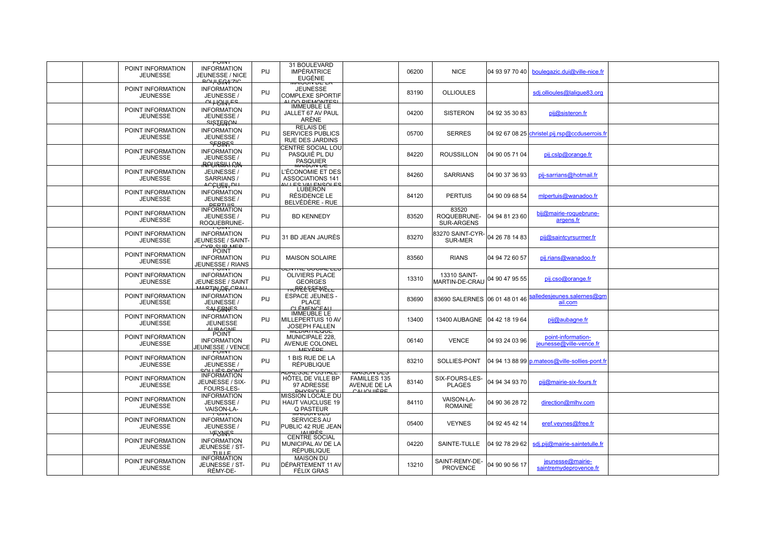| | | | | | | | | | | | |
|---|---|---|---|---|---|---|---|---|---|---|---|
| | | POINT INFORMATION JEUNESSE | POINT INFORMATION JEUNESSE / NICE BOULEGAZIC | PIJ | 31 BOULEVARD IMPÉRATRICE EUGÉNIE | | 06200 | NICE | 04 93 97 70 40 | boulegazic.dui@ville-nice.fr | |
| | | POINT INFORMATION JEUNESSE | INFORMATION JEUNESSE / OLLIOULES | PIJ | MAISON DE LA JEUNESSE COMPLEXE SPORTIF ALDO PIEMONTESI | | 83190 | OLLIOULES | | sdj.ollioules@laligue83.org | |
| | | POINT INFORMATION JEUNESSE | POINT INFORMATION JEUNESSE / SISTERON | PIJ | IMMEUBLE LE JALLET 67 AV PAUL ARÈNE | | 04200 | SISTERON | 04 92 35 30 83 | pij@sisteron.fr | |
| | | POINT INFORMATION JEUNESSE | POINT INFORMATION JEUNESSE / SERRES | PIJ | RELAIS DE SERVICES PUBLICS RUE DES JARDINS | | 05700 | SERRES | 04 92 67 08 25 | christel.pij.rsp@ccduserrois.fr | |
| | | POINT INFORMATION JEUNESSE | INFORMATION JEUNESSE / ROUSSILLON | PIJ | CENTRE SOCIAL LOU PASQUIÉ PL DU PASQUIER | | 84220 | ROUSSILLON | 04 90 05 71 04 | pij.cslp@orange.fr | |
| | | POINT INFORMATION JEUNESSE | INFORMATION JEUNESSE / SARRIANS / ACCUEIL DU | PIJ | MAISON DE L'ÉCONOMIE ET DES ASSOCIATIONS 141 AV LES VALENSOLES | | 84260 | SARRIANS | 04 90 37 36 93 | pij-sarrians@hotmail.fr | |
| | | POINT INFORMATION JEUNESSE | POINT INFORMATION JEUNESSE / PERTUIS | PIJ | LUBERON RÉSIDENCE LE BELVÉDÈRE - RUE | | 84120 | PERTUIS | 04 90 09 68 54 | mlpertuis@wanadoo.fr | |
| | | POINT INFORMATION JEUNESSE | INFORMATION JEUNESSE / ROQUEBRUNE- | PIJ | BD KENNEDY | | 83520 | 83520 ROQUEBRUNE-SUR-ARGENS | 04 94 81 23 60 | bij@mairie-roquebrune-argens.fr | |
| | | POINT INFORMATION JEUNESSE | POINT INFORMATION JEUNESSE / SAINT-CYR-SUR-MER | PIJ | 31 BD JEAN JAURÈS | | 83270 | 83270 SAINT-CYR-SUR-MER | 04 26 78 14 83 | pij@saintcyrsurmer.fr | |
| | | POINT INFORMATION JEUNESSE | POINT INFORMATION JEUNESSE / RIANS | PIJ | MAISON SOLAIRE | | 83560 | RIANS | 04 94 72 60 57 | pij.rians@wanadoo.fr | |
| | | POINT INFORMATION JEUNESSE | POINT INFORMATION JEUNESSE / SAINT MARTIN DE CRAU | PIJ | CENTRE SOCIAL LES OLIVIERS PLACE GEORGES BRASSENS | | 13310 | 13310 SAINT-MARTIN-DE-CRAU | 04 90 47 95 55 | pij.cso@orange.fr | |
| | | POINT INFORMATION JEUNESSE | POINT INFORMATION JEUNESSE / SALERNES | PIJ | HÔTEL DE VILLE ESPACE JEUNES - PLACE CLÉMENCEAU | | 83690 | 83690 SALERNES | 06 01 48 01 46 | salledesjeunes.salernes@gmail.com | |
| | | POINT INFORMATION JEUNESSE | POINT INFORMATION JEUNESSE AUBAGNE | PIJ | IMMEUBLE LE MILLEPERTUIS 10 AV JOSEPH FALLEN | | 13400 | 13400 AUBAGNE | 04 42 18 19 64 | pij@aubagne.fr | |
| | | POINT INFORMATION JEUNESSE | POINT INFORMATION JEUNESSE / VENCE | PIJ | MÉDIATHÈQUE MUNICIPALE 228, AVENUE COLONEL MEYÈRE | | 06140 | VENCE | 04 93 24 03 96 | point-information-jeunesse@ville-vence.fr | |
| | | POINT INFORMATION JEUNESSE | POINT INFORMATION JEUNESSE / SOLLIÈS-PONT | PIJ | 1 BIS RUE DE LA RÉPUBLIQUE | | 83210 | SOLLIES-PONT | 04 94 13 88 99 | p.mateos@ville-sollies-pont.fr | |
| | | POINT INFORMATION JEUNESSE | INFORMATION JEUNESSE / SIX-FOURS-LES- | PIJ | ADRESSE POSTALE : HÔTEL DE VILLE BP 97 ADRESSE PHYSIQUE | MAISON DES FAMILLES 135 AVENUE DE LA CAUQUIÈRE | 83140 | SIX-FOURS-LES-PLAGES | 04 94 34 93 70 | pij@mairie-six-fours.fr | |
| | | POINT INFORMATION JEUNESSE | INFORMATION JEUNESSE / VAISON-LA- | PIJ | MISSION LOCALE DU HAUT VAUCLUSE 19 Q PASTEUR | | 84110 | VAISON-LA-ROMAINE | 04 90 36 28 72 | direction@mlhv.com | |
| | | POINT INFORMATION JEUNESSE | POINT INFORMATION JEUNESSE / VEYNES | PIJ | MAISON DES SERVICES AU PUBLIC 42 RUE JEAN JAURÈS | | 05400 | VEYNES | 04 92 45 42 14 | eref.veynes@free.fr | |
| | | POINT INFORMATION JEUNESSE | POINT INFORMATION JEUNESSE / ST-TULLE | PIJ | CENTRE SOCIAL MUNICIPAL AV DE LA RÉPUBLIQUE | | 04220 | SAINTE-TULLE | 04 92 78 29 62 | sdj.pij@mairie-saintetulle.fr | |
| | | POINT INFORMATION JEUNESSE | INFORMATION JEUNESSE / ST-RÉMY-DE- | PIJ | MAISON DU DÉPARTEMENT 11 AV FÉLIX GRAS | | 13210 | SAINT-REMY-DE-PROVENCE | 04 90 90 56 17 | jeunesse@mairie-saintremydeprovence.fr | |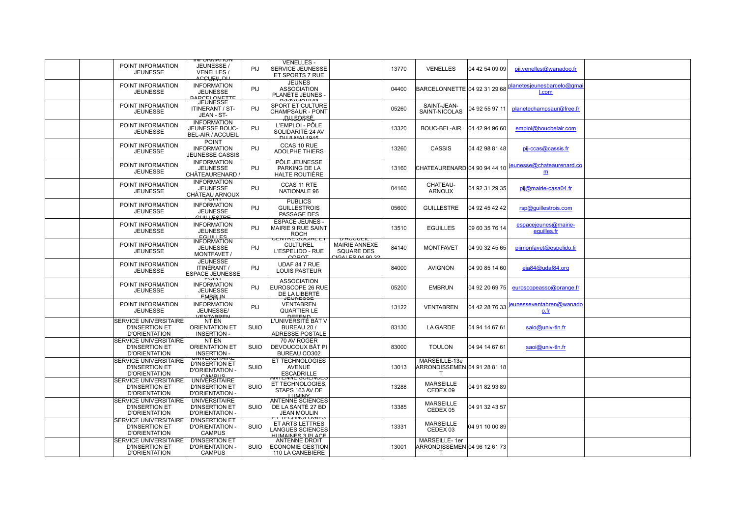|  | POINT INFORMATION JEUNESSE | INFORMATION JEUNESSE / VENELLES / ACCUEIL DU | PIJ | VENELLES - SERVICE JEUNESSE ET SPORTS 7 RUE |  | 13770 | VENELLES | 04 42 54 09 09 | pij.venelles@wanadoo.fr |  |
|---|---|---|---|---|---|---|---|---|---|---|
|  | POINT INFORMATION JEUNESSE | INFORMATION JEUNESSE BARCELONETTE | PIJ | JEUNES ASSOCIATION PLANÈTE JEUNES - |  | 04400 | BARCELONNETTE | 04 92 31 29 68 | planetesjeunesbarcelo@gmail.com |  |
|  | POINT INFORMATION JEUNESSE | JEUNESSE ITINERANT / ST-JEAN - ST- | PIJ | ASSOCIATION SPORT ET CULTURE CHAMPSAUR - PONT DU FOSSÉ |  | 05260 | SAINT-JEAN-SAINT-NICOLAS | 04 92 55 97 11 | planetechampsaur@free.fr |  |
|  | POINT INFORMATION JEUNESSE | INFORMATION JEUNESSE BOUC-BEL-AIR / ACCUEIL | PIJ | MAISON DE L'EMPLOI - PÔLE SOLIDARITÉ 24 AV DU 8 MAI 1945 |  | 13320 | BOUC-BEL-AIR | 04 42 94 96 60 | emploi@boucbelair.com |  |
|  | POINT INFORMATION JEUNESSE | POINT INFORMATION JEUNESSE CASSIS | PIJ | CCAS 10 RUE ADOLPHE THIERS |  | 13260 | CASSIS | 04 42 98 81 48 | pij-ccas@cassis.fr |  |
|  | POINT INFORMATION JEUNESSE | INFORMATION JEUNESSE CHÂTEAURENARD / | PIJ | PÔLE JEUNESSE PARKING DE LA HALTE ROUTIÈRE |  | 13160 | CHATEAURENARD | 04 90 94 44 10 | jeunesse@chateaurenard.com |  |
|  | POINT INFORMATION JEUNESSE | INFORMATION JEUNESSE CHÂTEAU ARNOUX | PIJ | CCAS 11 RTE NATIONALE 96 |  | 04160 | CHATEAU-ARNOUX | 04 92 31 29 35 | pij@mairie-casa04.fr |  |
|  | POINT INFORMATION JEUNESSE | POINT INFORMATION JEUNESSE GUILLESTRE | PIJ | PUBLICS GUILLESTROIS PASSAGE DES |  | 05600 | GUILLESTRE | 04 92 45 42 42 | rsp@guillestrois.com |  |
|  | POINT INFORMATION JEUNESSE | INFORMATION JEUNESSE EGUILLES | PIJ | ESPACE JEUNES - MAIRIE 9 RUE SAINT ROCH |  | 13510 | EGUILLES | 09 60 35 76 14 | espacejeunes@mairie-eguilles.fr |  |
|  | POINT INFORMATION JEUNESSE | INFORMATION JEUNESSE MONTFAVET / | PIJ | CENTRE SOCIAL ET CULTUREL L'ESPELIDO - RUE COROT | D'ACCUEIL : MAIRIE ANNEXE SQUARE DES CIGALES 04 90 32 | 84140 | MONTFAVET | 04 90 32 45 65 | pijmonfavet@espelido.fr |  |
|  | POINT INFORMATION JEUNESSE | JEUNESSE ITINÉRANT / ESPACE JEUNESSE | PIJ | UDAF 84 7 RUE LOUIS PASTEUR |  | 84000 | AVIGNON | 04 90 85 14 60 | eja84@udaf84.org |  |
|  | POINT INFORMATION JEUNESSE | POINT INFORMATION JEUNESSE EMBRUN | PIJ | ASSOCIATION EUROSCOPE 26 RUE DE LA LIBERTÉ |  | 05200 | EMBRUN | 04 92 20 69 75 | euroscopeasso@orange.fr |  |
|  | POINT INFORMATION JEUNESSE | INFORMATION JEUNESSE/ VENTABREN | PIJ | JEUNESSE VENTABREN QUARTIER LE DEFFEND |  | 13122 | VENTABREN | 04 42 28 76 33 | jeunesseventabren@wanadoo.fr |  |
|  | SERVICE UNIVERSITAIRE D'INSERTION ET D'ORIENTATION | NT EN ORIENTATION ET INSERTION - | SUIO | L'UNIVERSITÉ BÂT V BUREAU 20 / ADRESSE POSTALE |  | 83130 | LA GARDE | 04 94 14 67 61 | saio@univ-tln.fr |  |
|  | SERVICE UNIVERSITAIRE D'INSERTION ET D'ORIENTATION | NT EN ORIENTATION ET INSERTION - | SUIO | 70 AV ROGER DEVOUCOUX BÂT PI BUREAU CO302 |  | 83000 | TOULON | 04 94 14 67 61 | saoi@univ-tln.fr |  |
|  | SERVICE UNIVERSITAIRE D'INSERTION ET D'ORIENTATION | UNIVERSITAIRE D'INSERTION ET D'ORIENTATION - CAMPUS | SUIO | ET TECHNOLOGIES AVENUE ESCADRILLE |  | 13013 | MARSEILLE-13e ARRONDISSEMENT | 04 91 28 81 18 |  |  |
|  | SERVICE UNIVERSITAIRE D'INSERTION ET D'ORIENTATION | UNIVERSITAIRE D'INSERTION ET D'ORIENTATION - | SUIO | ANTENNE SCIENCES ET TECHNOLOGIES, STAPS 163 AV DE LUMINY |  | 13288 | MARSEILLE CEDEX 09 | 04 91 82 93 89 |  |  |
|  | SERVICE UNIVERSITAIRE D'INSERTION ET D'ORIENTATION | UNIVERSITAIRE D'INSERTION ET D'ORIENTATION - | SUIO | ANTENNE SCIENCES DE LA SANTÉ 27 BD JEAN MOULIN |  | 13385 | MARSEILLE CEDEX 05 | 04 91 32 43 57 |  |  |
|  | SERVICE UNIVERSITAIRE D'INSERTION ET D'ORIENTATION | D'INSERTION ET D'ORIENTATION - CAMPUS | SUIO | ET TECHNOLOGIES ET ARTS LETTRES LANGUES SCIENCES HUMAINES 3 PLACE |  | 13331 | MARSEILLE CEDEX 03 | 04 91 10 00 89 |  |  |
|  | SERVICE UNIVERSITAIRE D'INSERTION ET D'ORIENTATION | D'INSERTION ET D'ORIENTATION - CAMPUS | SUIO | ANTENNE DROIT ECONOMIE GESTION 110 LA CANEBIÈRE |  | 13001 | MARSEILLE- 1er ARRONDISSEMENT | 04 96 12 61 73 |  |  |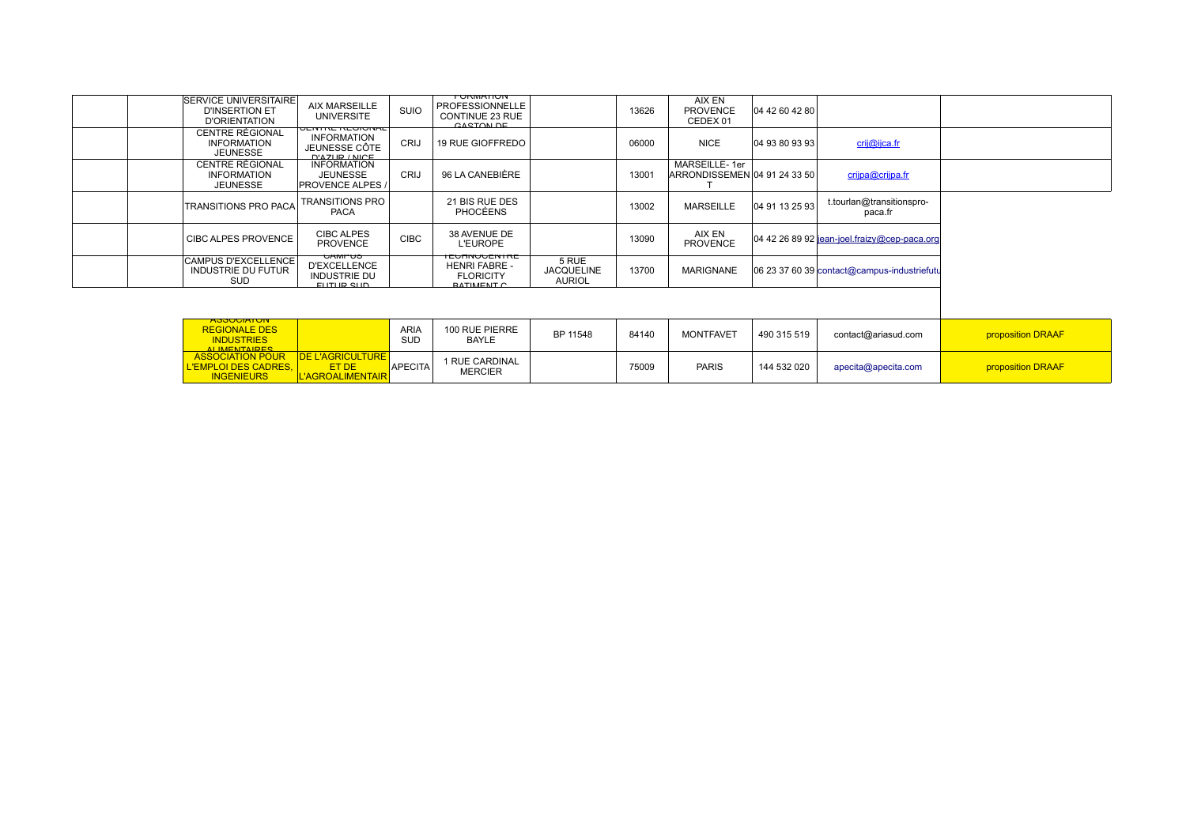| | | | | | | | | | | | | |
|---|---|---|---|---|---|---|---|---|---|---|---|---|
| | | SERVICE UNIVERSITAIRE D'INSERTION ET D'ORIENTATION | AIX MARSEILLE UNIVERSITE | SUIO | FORMATION PROFESSIONNELLE CONTINUE 23 RUE GASTON DE | | 13626 | AIX EN PROVENCE CEDEX 01 | 04 42 60 42 80 | | |
| | | CENTRE RÉGIONAL INFORMATION JEUNESSE | CENTRE RÉGIONAL INFORMATION JEUNESSE CÔTE D'AZUR / NICE | CRIJ | 19 RUE GIOFFREDO | | 06000 | NICE | 04 93 80 93 93 | crij@ijca.fr | |
| | | CENTRE RÉGIONAL INFORMATION JEUNESSE | INFORMATION JEUNESSE PROVENCE ALPES / | CRIJ | 96 LA CANEBIÈRE | | 13001 | MARSEILLE- 1er ARRONDISSEMENT | 04 91 24 33 50 | crijpa@crijpa.fr | |
| | | TRANSITIONS PRO PACA | TRANSITIONS PRO PACA | | 21 BIS RUE DES PHOCÉENS | | 13002 | MARSEILLE | 04 91 13 25 93 | t.tourlan@transitionspro-paca.fr | |
| | | CIBC ALPES PROVENCE | CIBC ALPES PROVENCE | CIBC | 38 AVENUE DE L'EUROPE | | 13090 | AIX EN PROVENCE | 04 42 26 89 92 | jean-joel.fraizy@cep-paca.org | |
| | | CAMPUS D'EXCELLENCE INDUSTRIE DU FUTUR SUD | CAMPUS D'EXCELLENCE INDUSTRIE DU FUTUR SUD | | TECHNOCENTRE HENRI FABRE - FLORICITY BATIMENT C | 5 RUE JACQUELINE AURIOL | 13700 | MARIGNANE | 06 23 37 60 39 | contact@campus-industriefutu | |
| | | ASSOCIATON REGIONALE DES INDUSTRIES ALIMENTAIRES | | ARIA SUD | 100 RUE PIERRE BAYLE | BP 11548 | 84140 | MONTFAVET | 490 315 519 | contact@ariasud.com | proposition DRAAF |
| | | ASSOCIATION POUR L'EMPLOI DES CADRES, INGENIEURS | DE L'AGRICULTURE ET DE L'AGROALIMENTAIR | APECITA | 1 RUE CARDINAL MERCIER | | 75009 | PARIS | 144 532 020 | apecita@apecita.com | proposition DRAAF |